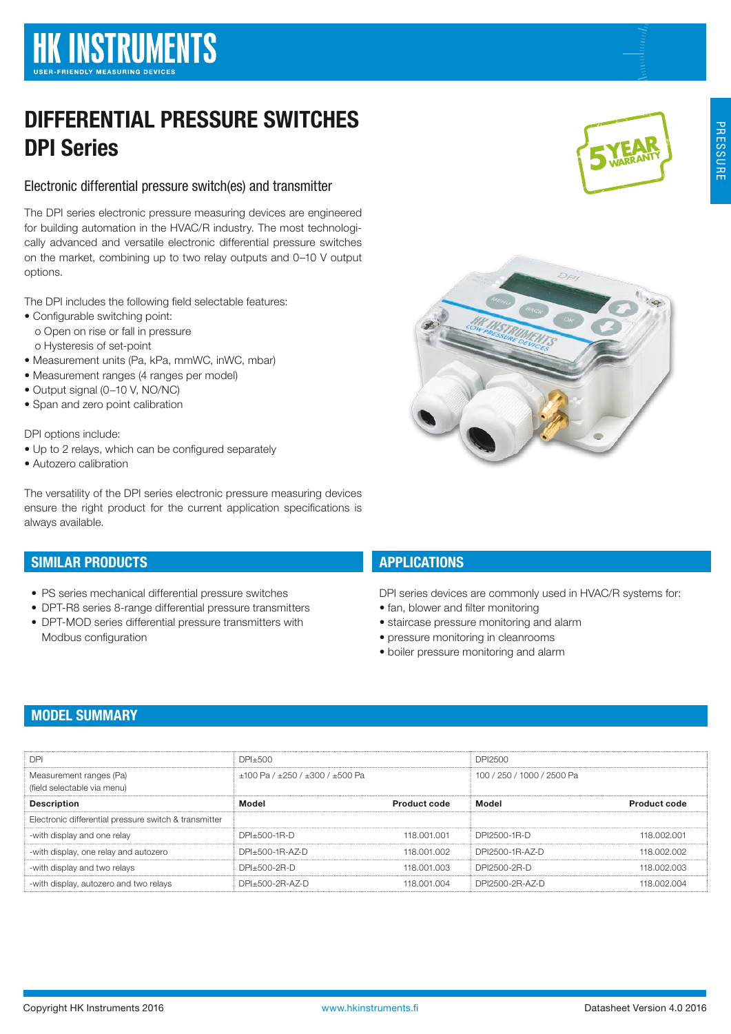# HK INSTRUMENTS

USER-FRIENDLY MEASURING DEVICES

# DIFFERENTIAL PRESSURE SWITCHES DPI Series

### Electronic differential pressure switch(es) and transmitter

The DPI series electronic pressure measuring devices are engineered for building automation in the HVAC/R industry. The most technologically advanced and versatile electronic differential pressure switches on the market, combining up to two relay outputs and 0–10 V output options.

The DPI includes the following field selectable features:
- Configurable switching point:
  - Open on rise or fall in pressure
  - Hysteresis of set-point
- Measurement units (Pa, kPa, mmWC, inWC, mbar)
- Measurement ranges (4 ranges per model)
- Output signal (0–10 V, NO/NC)
- Span and zero point calibration

DPI options include:
- Up to 2 relays, which can be configured separately
- Autozero calibration

The versatility of the DPI series electronic pressure measuring devices ensure the right product for the current application specifications is always available.

## SIMILAR PRODUCTS

- PS series mechanical differential pressure switches
- DPT-R8 series 8-range differential pressure transmitters
- DPT-MOD series differential pressure transmitters with Modbus configuration

## APPLICATIONS

DPI series devices are commonly used in HVAC/R systems for:
- fan, blower and filter monitoring
- staircase pressure monitoring and alarm
- pressure monitoring in cleanrooms
- boiler pressure monitoring and alarm

## MODEL SUMMARY

| DPI | DPI±500 | | DPI2500 | |
|---|---|---|---|---|
| Measurement ranges (Pa) (field selectable via menu) | ±100 Pa / ±250 / ±300 / ±500 Pa | | 100 / 250 / 1000 / 2500 Pa | |
| **Description** | **Model** | **Product code** | **Model** | **Product code** |
| Electronic differential pressure switch & transmitter | | | | |
| -with display and one relay | DPI±500-1R-D | 118.001.001 | DPI2500-1R-D | 118.002.001 |
| -with display, one relay and autozero | DPI±500-1R-AZ-D | 118.001.002 | DPI2500-1R-AZ-D | 118.002.002 |
| -with display and two relays | DPI±500-2R-D | 118.001.003 | DPI2500-2R-D | 118.002.003 |
| -with display, autozero and two relays | DPI±500-2R-AZ-D | 118.001.004 | DPI2500-2R-AZ-D | 118.002.004 |

Copyright HK Instruments 2016 www.hkinstruments.fi Datasheet Version 4.0 2016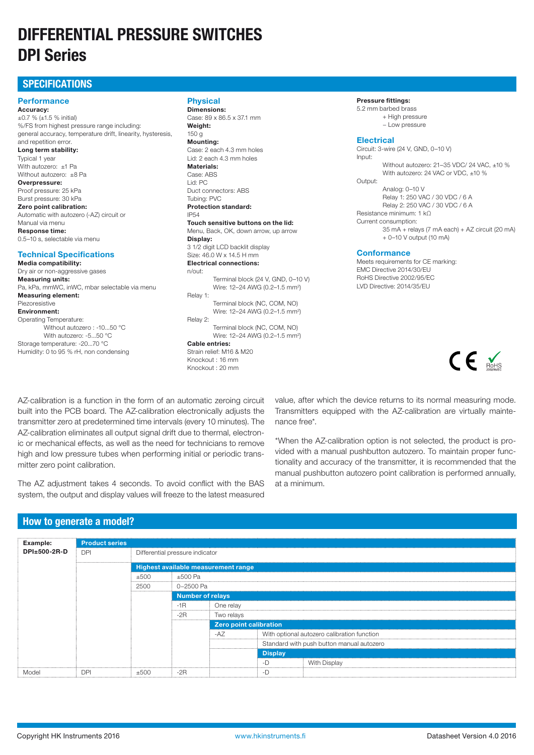# DIFFERENTIAL PRESSURE SWITCHES
# DPI Series

## SPECIFICATIONS

### Performance

**Accuracy:**
±0.7 % (±1.5 % initial)
%/FS from highest pressure range including:
general accuracy, temperature drift, linearity, hysteresis, and repetition error.

**Long term stability:**
Typical 1 year
With autozero: ±1 Pa
Without autozero: ±8 Pa

**Overpressure:**
Proof pressure: 25 kPa
Burst pressure: 30 kPa

**Zero point calibration:**
Automatic with autozero (-AZ) circuit or
Manual via menu

**Response time:**
0.5–10 s, selectable via menu

### Technical Specifications

**Media compatibility:**
Dry air or non-aggressive gases

**Measuring units:**
Pa, kPa, mmWC, inWC, mbar selectable via menu

**Measuring element:**
Piezoresistive

**Environment:**
Operating Temperature:
Without autozero : -10...50 °C
With autozero: -5...50 °C
Storage temperature: -20...70 °C
Humidity: 0 to 95 % rH, non condensing

### Physical

**Dimensions:**
Case: 89 x 86.5 x 37.1 mm

**Weight:**
150 g

**Mounting:**
Case: 2 each 4.3 mm holes
Lid: 2 each 4.3 mm holes

**Materials:**
Case: ABS
Lid: PC
Duct connectors: ABS
Tubing: PVC

**Protection standard:**
IP54

**Touch sensitive buttons on the lid:**
Menu, Back, OK, down arrow, up arrow

**Display:**
3 1/2 digit LCD backlit display
Size: 46.0 W x 14.5 H mm

**Electrical connections:**
n/out:
Terminal block (24 V, GND, 0–10 V)
Wire: 12–24 AWG (0.2–1.5 mm²)
Relay 1:
Terminal block (NC, COM, NO)
Wire: 12–24 AWG (0.2–1.5 mm²)
Relay 2:
Terminal block (NC, COM, NO)
Wire: 12–24 AWG (0.2–1.5 mm²)

**Cable entries:**
Strain relief: M16 & M20
Knockout : 16 mm
Knockout : 20 mm

**Pressure fittings:**
5.2 mm barbed brass
\+ High pressure
– Low pressure

### Electrical

Circuit: 3-wire (24 V, GND, 0–10 V)
Input:
Without autozero: 21–35 VDC/ 24 VAC, ±10 %
With autozero: 24 VAC or VDC, ±10 %
Output:
Analog: 0–10 V
Relay 1: 250 VAC / 30 VDC / 6 A
Relay 2: 250 VAC / 30 VDC / 6 A
Resistance minimum: 1 kΩ
Current consumption:
35 mA + relays (7 mA each) + AZ circuit (20 mA) + 0–10 V output (10 mA)

### Conformance

Meets requirements for CE marking:
EMC Directive 2014/30/EU
RoHS Directive 2002/95/EC
LVD Directive: 2014/35/EU

AZ-calibration is a function in the form of an automatic zeroing circuit built into the PCB board. The AZ-calibration electronically adjusts the transmitter zero at predetermined time intervals (every 10 minutes). The AZ-calibration eliminates all output signal drift due to thermal, electronic or mechanical effects, as well as the need for technicians to remove high and low pressure tubes when performing initial or periodic transmitter zero point calibration.

The AZ adjustment takes 4 seconds. To avoid conflict with the BAS system, the output and display values will freeze to the latest measured value, after which the device returns to its normal measuring mode. Transmitters equipped with the AZ-calibration are virtually maintenance free*.

*When the AZ-calibration option is not selected, the product is provided with a manual pushbutton autozero. To maintain proper functionality and accuracy of the transmitter, it is recommended that the manual pushbutton autozero point calibration is performed annually, at a minimum.

## How to generate a model?

| Example: DPI±500-2R-D | Product series | | | | | |
|---|---|---|---|---|---|---|
| | DPI | Differential pressure indicator | | | | |
| | | Highest available measurement range | | | | |
| | | ±500 | ±500 Pa | | | |
| | | 2500 | 0–2500 Pa | | | |
| | | | Number of relays | | | |
| | | | -1R | One relay | | |
| | | | -2R | Two relays | | |
| | | | | Zero point calibration | | |
| | | | | -AZ | With optional autozero calibration function | |
| | | | | | Standard with push button manual autozero | |
| | | | | | Display | |
| | | | | | -D | With Display |
| Model | DPI | ±500 | -2R | | -D | |